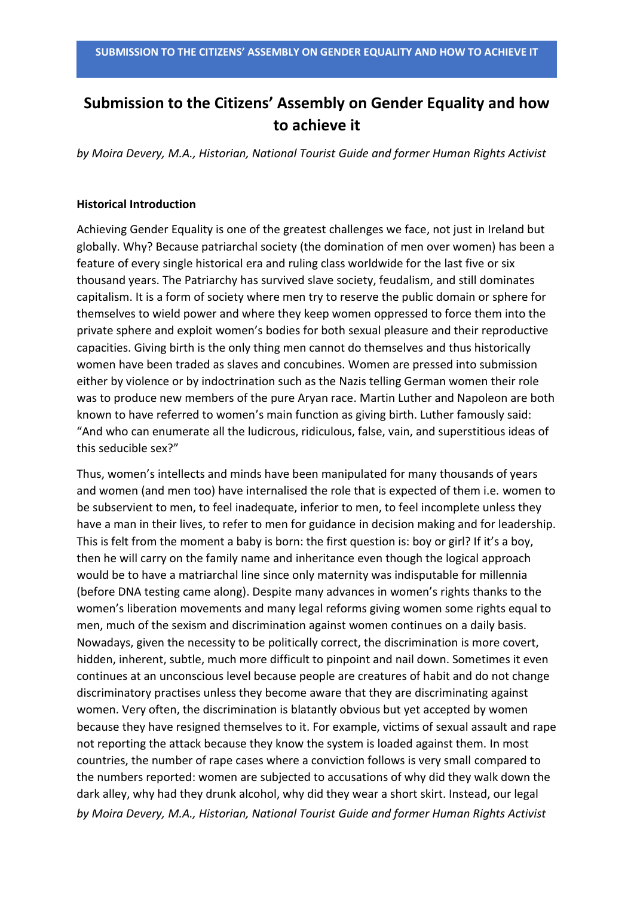# Submission to the Citizens' Assembly on Gender Equality and how to achieve it

*by Moira Devery, M.A., Historian, National Tourist Guide and former Human Rights Activist*

**Historical Introduction**

Achieving Gender Equality is one of the greatest challenges we face, not just in Ireland but globally. Why? Because patriarchal society (the domination of men over women) has been a feature of every single historical era and ruling class worldwide for the last five or six thousand years. The Patriarchy has survived slave society, feudalism, and still dominates capitalism. It is a form of society where men try to reserve the public domain or sphere for themselves to wield power and where they keep women oppressed to force them into the private sphere and exploit women's bodies for both sexual pleasure and their reproductive capacities. Giving birth is the only thing men cannot do themselves and thus historically women have been traded as slaves and concubines. Women are pressed into submission either by violence or by indoctrination such as the Nazis telling German women their role was to produce new members of the pure Aryan race. Martin Luther and Napoleon are both known to have referred to women's main function as giving birth. Luther famously said: "And who can enumerate all the ludicrous, ridiculous, false, vain, and superstitious ideas of this seducible sex?"

Thus, women's intellects and minds have been manipulated for many thousands of years and women (and men too) have internalised the role that is expected of them i.e. women to be subservient to men, to feel inadequate, inferior to men, to feel incomplete unless they have a man in their lives, to refer to men for guidance in decision making and for leadership. This is felt from the moment a baby is born: the first question is: boy or girl? If it's a boy, then he will carry on the family name and inheritance even though the logical approach would be to have a matriarchal line since only maternity was indisputable for millennia (before DNA testing came along). Despite many advances in women's rights thanks to the women's liberation movements and many legal reforms giving women some rights equal to men, much of the sexism and discrimination against women continues on a daily basis. Nowadays, given the necessity to be politically correct, the discrimination is more covert, hidden, inherent, subtle, much more difficult to pinpoint and nail down. Sometimes it even continues at an unconscious level because people are creatures of habit and do not change discriminatory practises unless they become aware that they are discriminating against women. Very often, the discrimination is blatantly obvious but yet accepted by women because they have resigned themselves to it. For example, victims of sexual assault and rape not reporting the attack because they know the system is loaded against them. In most countries, the number of rape cases where a conviction follows is very small compared to the numbers reported: women are subjected to accusations of why did they walk down the dark alley, why had they drunk alcohol, why did they wear a short skirt. Instead, our legal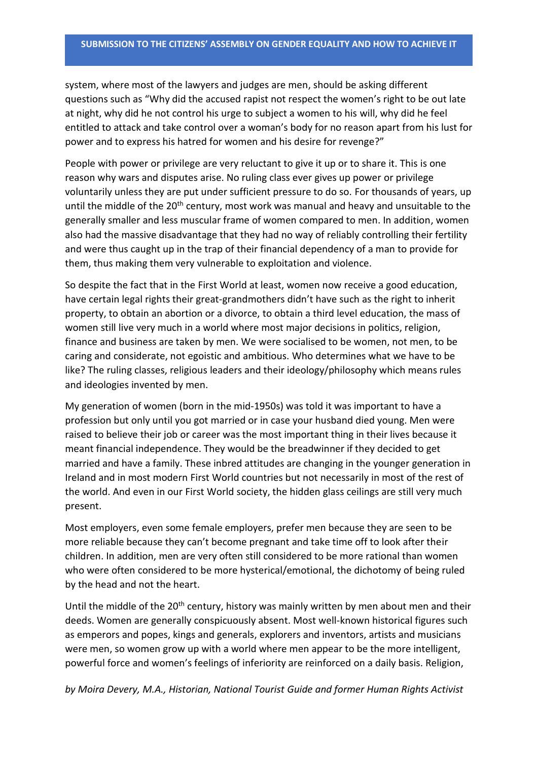system, where most of the lawyers and judges are men, should be asking different questions such as "Why did the accused rapist not respect the women's right to be out late at night, why did he not control his urge to subject a women to his will, why did he feel entitled to attack and take control over a woman's body for no reason apart from his lust for power and to express his hatred for women and his desire for revenge?"

People with power or privilege are very reluctant to give it up or to share it. This is one reason why wars and disputes arise. No ruling class ever gives up power or privilege voluntarily unless they are put under sufficient pressure to do so. For thousands of years, up until the middle of the 20th century, most work was manual and heavy and unsuitable to the generally smaller and less muscular frame of women compared to men. In addition, women also had the massive disadvantage that they had no way of reliably controlling their fertility and were thus caught up in the trap of their financial dependency of a man to provide for them, thus making them very vulnerable to exploitation and violence.

So despite the fact that in the First World at least, women now receive a good education, have certain legal rights their great-grandmothers didn't have such as the right to inherit property, to obtain an abortion or a divorce, to obtain a third level education, the mass of women still live very much in a world where most major decisions in politics, religion, finance and business are taken by men. We were socialised to be women, not men, to be caring and considerate, not egoistic and ambitious. Who determines what we have to be like? The ruling classes, religious leaders and their ideology/philosophy which means rules and ideologies invented by men.

My generation of women (born in the mid-1950s) was told it was important to have a profession but only until you got married or in case your husband died young. Men were raised to believe their job or career was the most important thing in their lives because it meant financial independence. They would be the breadwinner if they decided to get married and have a family. These inbred attitudes are changing in the younger generation in Ireland and in most modern First World countries but not necessarily in most of the rest of the world. And even in our First World society, the hidden glass ceilings are still very much present.

Most employers, even some female employers, prefer men because they are seen to be more reliable because they can't become pregnant and take time off to look after their children. In addition, men are very often still considered to be more rational than women who were often considered to be more hysterical/emotional, the dichotomy of being ruled by the head and not the heart.

Until the middle of the 20th century, history was mainly written by men about men and their deeds. Women are generally conspicuously absent. Most well-known historical figures such as emperors and popes, kings and generals, explorers and inventors, artists and musicians were men, so women grow up with a world where men appear to be the more intelligent, powerful force and women's feelings of inferiority are reinforced on a daily basis. Religion,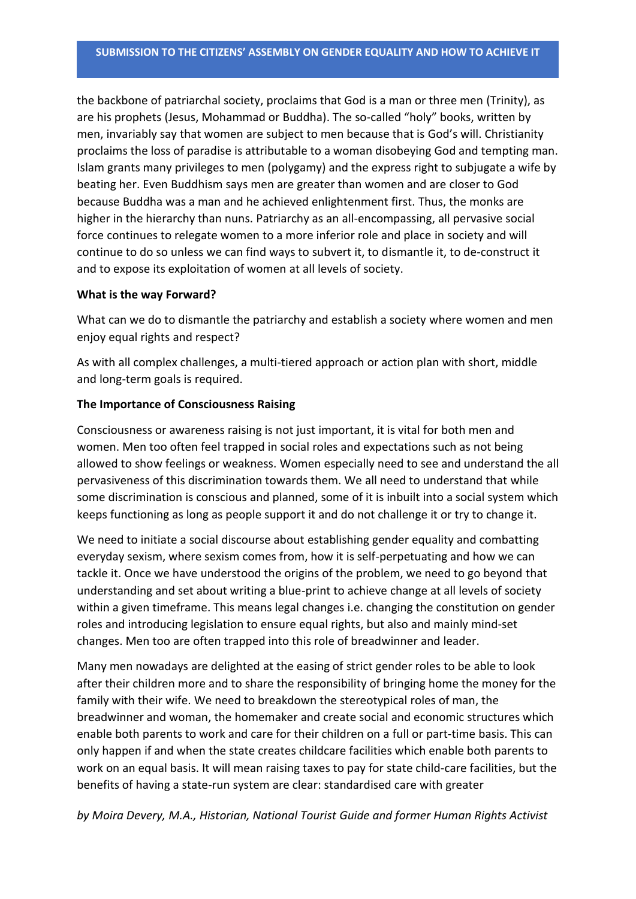the backbone of patriarchal society, proclaims that God is a man or three men (Trinity), as are his prophets (Jesus, Mohammad or Buddha). The so-called "holy" books, written by men, invariably say that women are subject to men because that is God's will. Christianity proclaims the loss of paradise is attributable to a woman disobeying God and tempting man. Islam grants many privileges to men (polygamy) and the express right to subjugate a wife by beating her. Even Buddhism says men are greater than women and are closer to God because Buddha was a man and he achieved enlightenment first. Thus, the monks are higher in the hierarchy than nuns. Patriarchy as an all-encompassing, all pervasive social force continues to relegate women to a more inferior role and place in society and will continue to do so unless we can find ways to subvert it, to dismantle it, to de-construct it and to expose its exploitation of women at all levels of society.

**What is the way Forward?**

What can we do to dismantle the patriarchy and establish a society where women and men enjoy equal rights and respect?

As with all complex challenges, a multi-tiered approach or action plan with short, middle and long-term goals is required.

**The Importance of Consciousness Raising**

Consciousness or awareness raising is not just important, it is vital for both men and women. Men too often feel trapped in social roles and expectations such as not being allowed to show feelings or weakness. Women especially need to see and understand the all pervasiveness of this discrimination towards them. We all need to understand that while some discrimination is conscious and planned, some of it is inbuilt into a social system which keeps functioning as long as people support it and do not challenge it or try to change it.

We need to initiate a social discourse about establishing gender equality and combatting everyday sexism, where sexism comes from, how it is self-perpetuating and how we can tackle it. Once we have understood the origins of the problem, we need to go beyond that understanding and set about writing a blue-print to achieve change at all levels of society within a given timeframe. This means legal changes i.e. changing the constitution on gender roles and introducing legislation to ensure equal rights, but also and mainly mind-set changes. Men too are often trapped into this role of breadwinner and leader.

Many men nowadays are delighted at the easing of strict gender roles to be able to look after their children more and to share the responsibility of bringing home the money for the family with their wife. We need to breakdown the stereotypical roles of man, the breadwinner and woman, the homemaker and create social and economic structures which enable both parents to work and care for their children on a full or part-time basis. This can only happen if and when the state creates childcare facilities which enable both parents to work on an equal basis. It will mean raising taxes to pay for state child-care facilities, but the benefits of having a state-run system are clear: standardised care with greater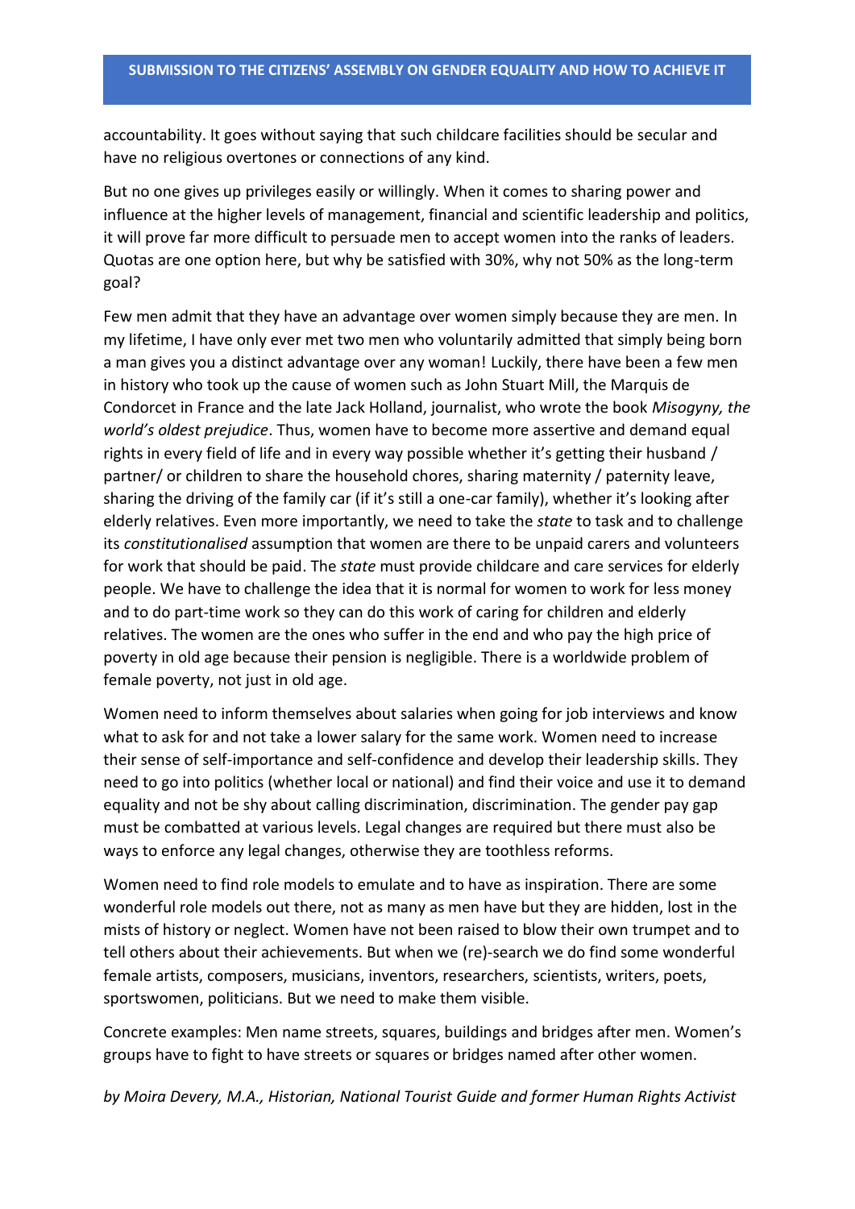accountability. It goes without saying that such childcare facilities should be secular and have no religious overtones or connections of any kind.

But no one gives up privileges easily or willingly. When it comes to sharing power and influence at the higher levels of management, financial and scientific leadership and politics, it will prove far more difficult to persuade men to accept women into the ranks of leaders. Quotas are one option here, but why be satisfied with 30%, why not 50% as the long-term goal?

Few men admit that they have an advantage over women simply because they are men. In my lifetime, I have only ever met two men who voluntarily admitted that simply being born a man gives you a distinct advantage over any woman! Luckily, there have been a few men in history who took up the cause of women such as John Stuart Mill, the Marquis de Condorcet in France and the late Jack Holland, journalist, who wrote the book *Misogyny, the world's oldest prejudice*. Thus, women have to become more assertive and demand equal rights in every field of life and in every way possible whether it's getting their husband / partner/ or children to share the household chores, sharing maternity / paternity leave, sharing the driving of the family car (if it's still a one-car family), whether it's looking after elderly relatives. Even more importantly, we need to take the *state* to task and to challenge its *constitutionalised* assumption that women are there to be unpaid carers and volunteers for work that should be paid. The *state* must provide childcare and care services for elderly people. We have to challenge the idea that it is normal for women to work for less money and to do part-time work so they can do this work of caring for children and elderly relatives. The women are the ones who suffer in the end and who pay the high price of poverty in old age because their pension is negligible. There is a worldwide problem of female poverty, not just in old age.

Women need to inform themselves about salaries when going for job interviews and know what to ask for and not take a lower salary for the same work. Women need to increase their sense of self-importance and self-confidence and develop their leadership skills. They need to go into politics (whether local or national) and find their voice and use it to demand equality and not be shy about calling discrimination, discrimination. The gender pay gap must be combatted at various levels. Legal changes are required but there must also be ways to enforce any legal changes, otherwise they are toothless reforms.

Women need to find role models to emulate and to have as inspiration. There are some wonderful role models out there, not as many as men have but they are hidden, lost in the mists of history or neglect. Women have not been raised to blow their own trumpet and to tell others about their achievements. But when we (re)-search we do find some wonderful female artists, composers, musicians, inventors, researchers, scientists, writers, poets, sportswomen, politicians. But we need to make them visible.

Concrete examples: Men name streets, squares, buildings and bridges after men. Women's groups have to fight to have streets or squares or bridges named after other women.

*by Moira Devery, M.A., Historian, National Tourist Guide and former Human Rights Activist*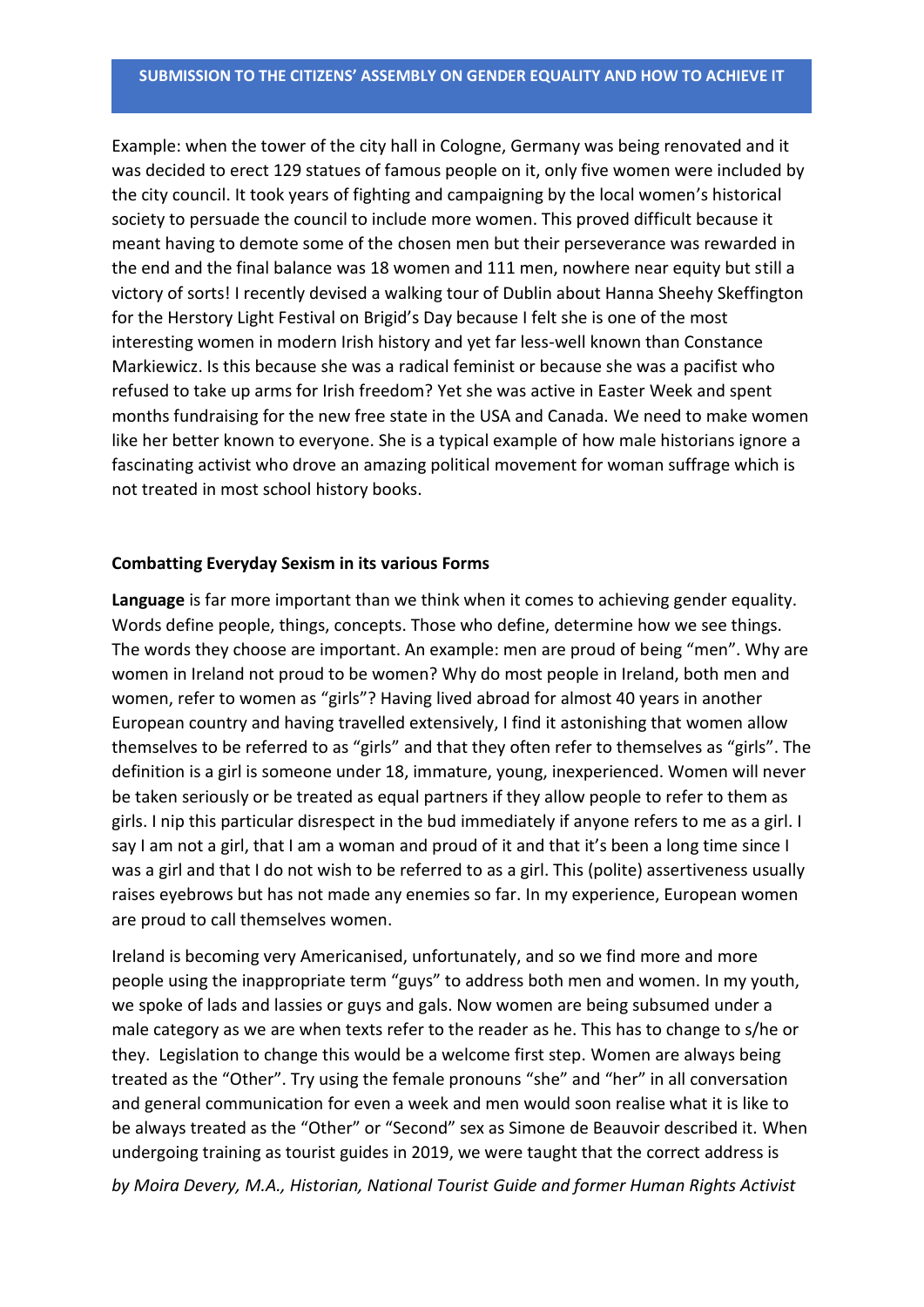Example: when the tower of the city hall in Cologne, Germany was being renovated and it was decided to erect 129 statues of famous people on it, only five women were included by the city council. It took years of fighting and campaigning by the local women's historical society to persuade the council to include more women. This proved difficult because it meant having to demote some of the chosen men but their perseverance was rewarded in the end and the final balance was 18 women and 111 men, nowhere near equity but still a victory of sorts! I recently devised a walking tour of Dublin about Hanna Sheehy Skeffington for the Herstory Light Festival on Brigid's Day because I felt she is one of the most interesting women in modern Irish history and yet far less-well known than Constance Markiewicz. Is this because she was a radical feminist or because she was a pacifist who refused to take up arms for Irish freedom? Yet she was active in Easter Week and spent months fundraising for the new free state in the USA and Canada. We need to make women like her better known to everyone. She is a typical example of how male historians ignore a fascinating activist who drove an amazing political movement for woman suffrage which is not treated in most school history books.

### Combatting Everyday Sexism in its various Forms

**Language** is far more important than we think when it comes to achieving gender equality. Words define people, things, concepts. Those who define, determine how we see things. The words they choose are important. An example: men are proud of being "men". Why are women in Ireland not proud to be women? Why do most people in Ireland, both men and women, refer to women as "girls"? Having lived abroad for almost 40 years in another European country and having travelled extensively, I find it astonishing that women allow themselves to be referred to as "girls" and that they often refer to themselves as "girls". The definition is a girl is someone under 18, immature, young, inexperienced. Women will never be taken seriously or be treated as equal partners if they allow people to refer to them as girls. I nip this particular disrespect in the bud immediately if anyone refers to me as a girl. I say I am not a girl, that I am a woman and proud of it and that it's been a long time since I was a girl and that I do not wish to be referred to as a girl. This (polite) assertiveness usually raises eyebrows but has not made any enemies so far. In my experience, European women are proud to call themselves women.

Ireland is becoming very Americanised, unfortunately, and so we find more and more people using the inappropriate term "guys" to address both men and women. In my youth, we spoke of lads and lassies or guys and gals. Now women are being subsumed under a male category as we are when texts refer to the reader as he. This has to change to s/he or they. Legislation to change this would be a welcome first step. Women are always being treated as the "Other". Try using the female pronouns "she" and "her" in all conversation and general communication for even a week and men would soon realise what it is like to be always treated as the "Other" or "Second" sex as Simone de Beauvoir described it. When undergoing training as tourist guides in 2019, we were taught that the correct address is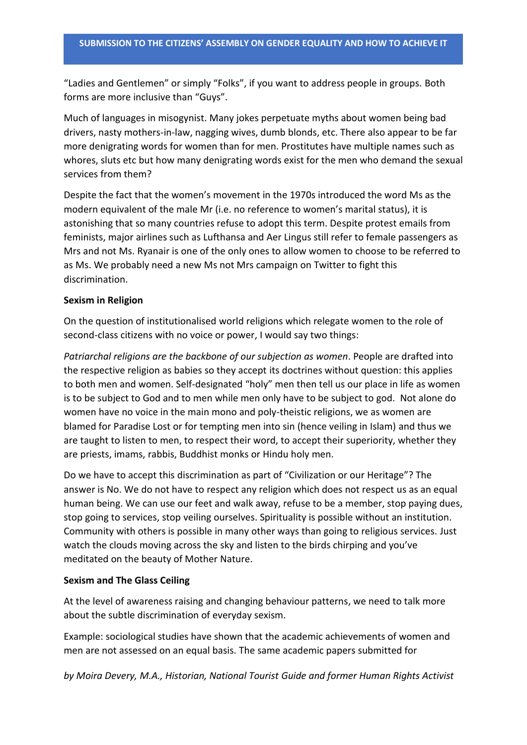"Ladies and Gentlemen" or simply "Folks", if you want to address people in groups. Both forms are more inclusive than "Guys".

Much of languages in misogynist. Many jokes perpetuate myths about women being bad drivers, nasty mothers-in-law, nagging wives, dumb blonds, etc. There also appear to be far more denigrating words for women than for men. Prostitutes have multiple names such as whores, sluts etc but how many denigrating words exist for the men who demand the sexual services from them?

Despite the fact that the women's movement in the 1970s introduced the word Ms as the modern equivalent of the male Mr (i.e. no reference to women's marital status), it is astonishing that so many countries refuse to adopt this term. Despite protest emails from feminists, major airlines such as Lufthansa and Aer Lingus still refer to female passengers as Mrs and not Ms. Ryanair is one of the only ones to allow women to choose to be referred to as Ms. We probably need a new Ms not Mrs campaign on Twitter to fight this discrimination.

**Sexism in Religion**

On the question of institutionalised world religions which relegate women to the role of second-class citizens with no voice or power, I would say two things:

*Patriarchal religions are the backbone of our subjection as women*. People are drafted into the respective religion as babies so they accept its doctrines without question: this applies to both men and women. Self-designated "holy" men then tell us our place in life as women is to be subject to God and to men while men only have to be subject to god. Not alone do women have no voice in the main mono and poly-theistic religions, we as women are blamed for Paradise Lost or for tempting men into sin (hence veiling in Islam) and thus we are taught to listen to men, to respect their word, to accept their superiority, whether they are priests, imams, rabbis, Buddhist monks or Hindu holy men.

Do we have to accept this discrimination as part of "Civilization or our Heritage"? The answer is No. We do not have to respect any religion which does not respect us as an equal human being. We can use our feet and walk away, refuse to be a member, stop paying dues, stop going to services, stop veiling ourselves. Spirituality is possible without an institution. Community with others is possible in many other ways than going to religious services. Just watch the clouds moving across the sky and listen to the birds chirping and you've meditated on the beauty of Mother Nature.

**Sexism and The Glass Ceiling**

At the level of awareness raising and changing behaviour patterns, we need to talk more about the subtle discrimination of everyday sexism.

Example: sociological studies have shown that the academic achievements of women and men are not assessed on an equal basis. The same academic papers submitted for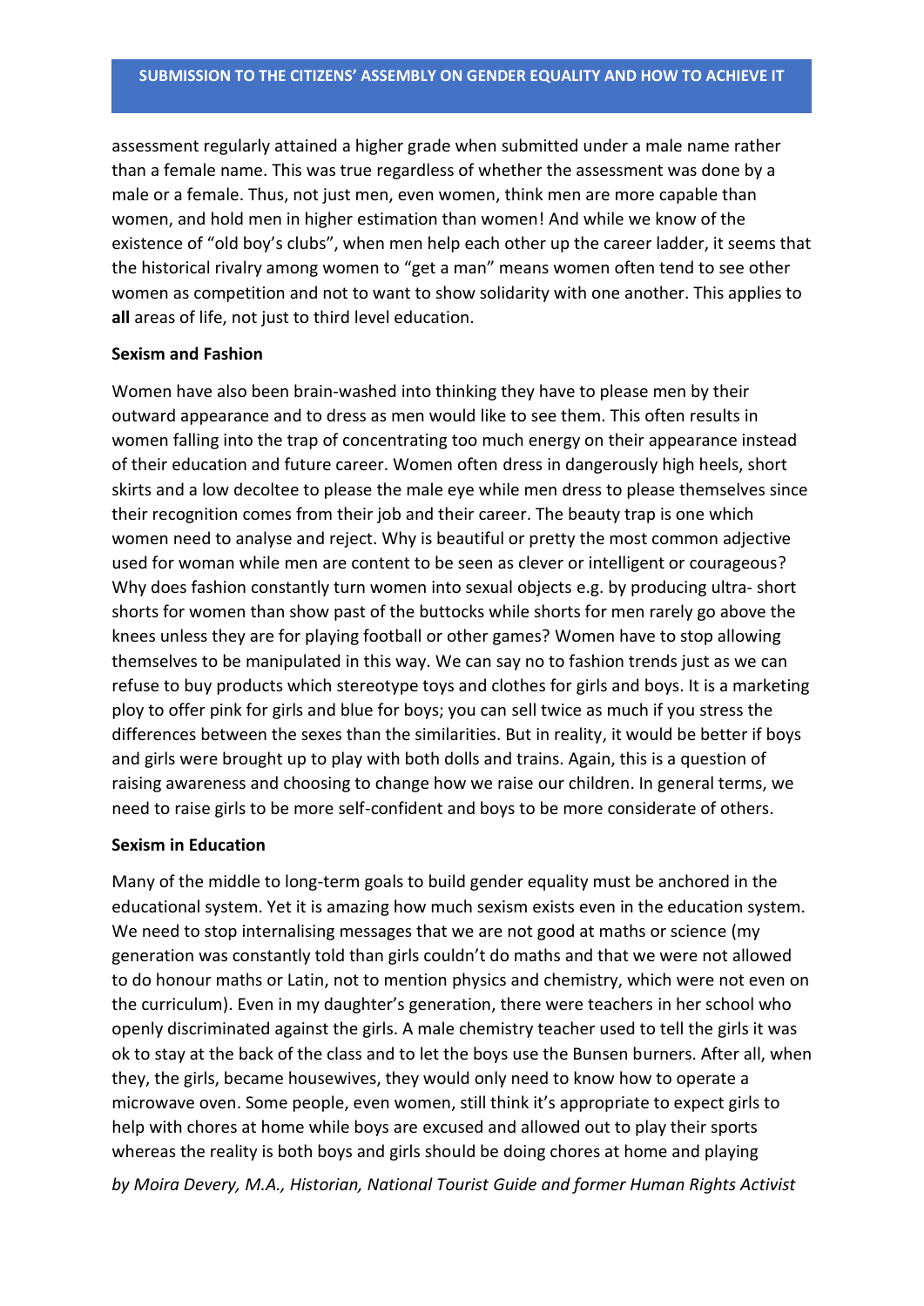assessment regularly attained a higher grade when submitted under a male name rather than a female name. This was true regardless of whether the assessment was done by a male or a female. Thus, not just men, even women, think men are more capable than women, and hold men in higher estimation than women! And while we know of the existence of "old boy's clubs", when men help each other up the career ladder, it seems that the historical rivalry among women to "get a man" means women often tend to see other women as competition and not to want to show solidarity with one another. This applies to **all** areas of life, not just to third level education.

**Sexism and Fashion**

Women have also been brain-washed into thinking they have to please men by their outward appearance and to dress as men would like to see them. This often results in women falling into the trap of concentrating too much energy on their appearance instead of their education and future career. Women often dress in dangerously high heels, short skirts and a low decoltee to please the male eye while men dress to please themselves since their recognition comes from their job and their career. The beauty trap is one which women need to analyse and reject. Why is beautiful or pretty the most common adjective used for woman while men are content to be seen as clever or intelligent or courageous? Why does fashion constantly turn women into sexual objects e.g. by producing ultra- short shorts for women than show past of the buttocks while shorts for men rarely go above the knees unless they are for playing football or other games? Women have to stop allowing themselves to be manipulated in this way. We can say no to fashion trends just as we can refuse to buy products which stereotype toys and clothes for girls and boys. It is a marketing ploy to offer pink for girls and blue for boys; you can sell twice as much if you stress the differences between the sexes than the similarities. But in reality, it would be better if boys and girls were brought up to play with both dolls and trains. Again, this is a question of raising awareness and choosing to change how we raise our children. In general terms, we need to raise girls to be more self-confident and boys to be more considerate of others.

**Sexism in Education**

Many of the middle to long-term goals to build gender equality must be anchored in the educational system. Yet it is amazing how much sexism exists even in the education system. We need to stop internalising messages that we are not good at maths or science (my generation was constantly told than girls couldn't do maths and that we were not allowed to do honour maths or Latin, not to mention physics and chemistry, which were not even on the curriculum). Even in my daughter's generation, there were teachers in her school who openly discriminated against the girls. A male chemistry teacher used to tell the girls it was ok to stay at the back of the class and to let the boys use the Bunsen burners. After all, when they, the girls, became housewives, they would only need to know how to operate a microwave oven. Some people, even women, still think it's appropriate to expect girls to help with chores at home while boys are excused and allowed out to play their sports whereas the reality is both boys and girls should be doing chores at home and playing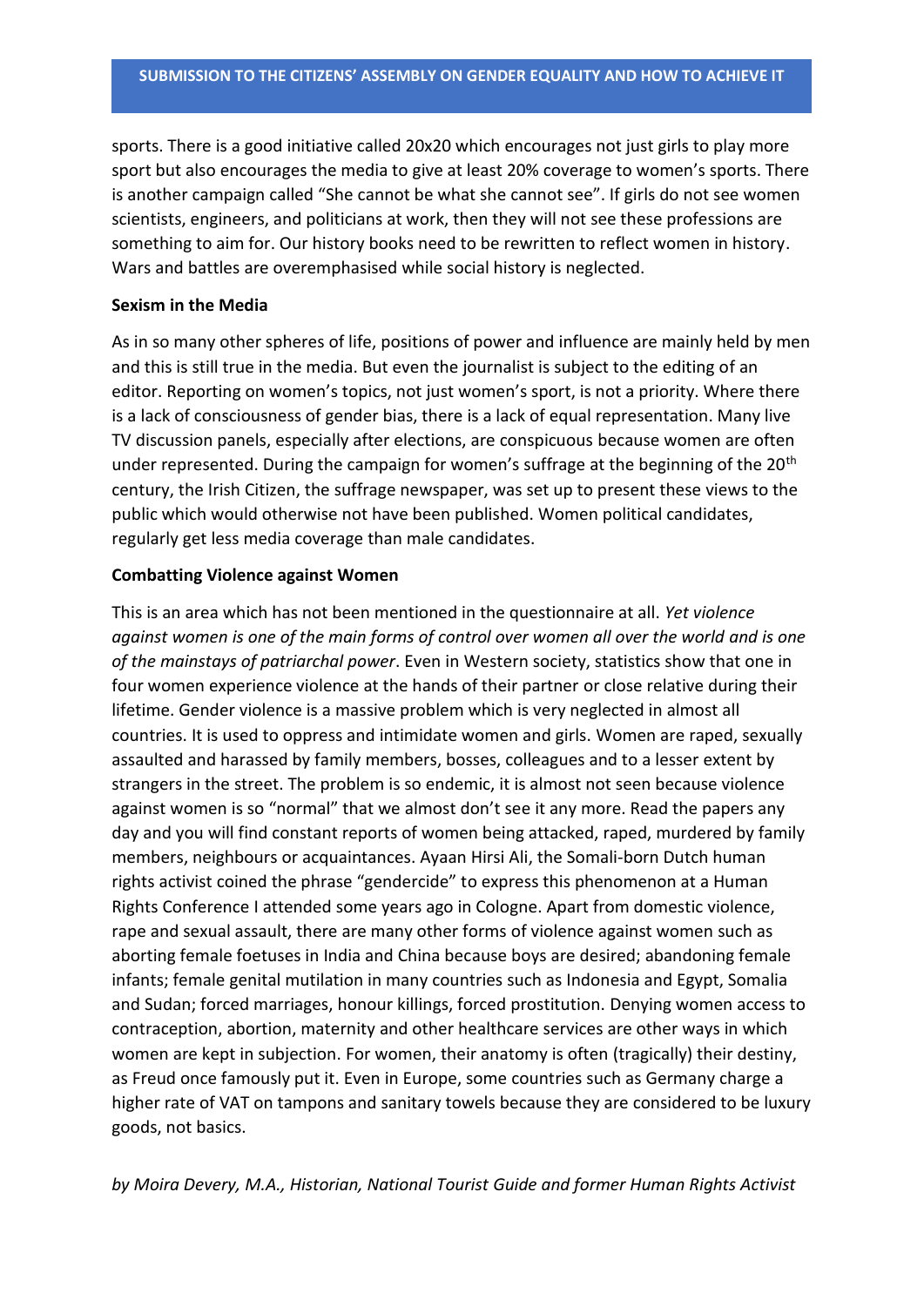sports. There is a good initiative called 20x20 which encourages not just girls to play more sport but also encourages the media to give at least 20% coverage to women's sports. There is another campaign called "She cannot be what she cannot see". If girls do not see women scientists, engineers, and politicians at work, then they will not see these professions are something to aim for. Our history books need to be rewritten to reflect women in history. Wars and battles are overemphasised while social history is neglected.

**Sexism in the Media**

As in so many other spheres of life, positions of power and influence are mainly held by men and this is still true in the media. But even the journalist is subject to the editing of an editor. Reporting on women's topics, not just women's sport, is not a priority. Where there is a lack of consciousness of gender bias, there is a lack of equal representation. Many live TV discussion panels, especially after elections, are conspicuous because women are often under represented. During the campaign for women's suffrage at the beginning of the 20th century, the Irish Citizen, the suffrage newspaper, was set up to present these views to the public which would otherwise not have been published. Women political candidates, regularly get less media coverage than male candidates.

**Combatting Violence against Women**

This is an area which has not been mentioned in the questionnaire at all. *Yet violence against women is one of the main forms of control over women all over the world and is one of the mainstays of patriarchal power*. Even in Western society, statistics show that one in four women experience violence at the hands of their partner or close relative during their lifetime. Gender violence is a massive problem which is very neglected in almost all countries. It is used to oppress and intimidate women and girls. Women are raped, sexually assaulted and harassed by family members, bosses, colleagues and to a lesser extent by strangers in the street. The problem is so endemic, it is almost not seen because violence against women is so "normal" that we almost don't see it any more. Read the papers any day and you will find constant reports of women being attacked, raped, murdered by family members, neighbours or acquaintances. Ayaan Hirsi Ali, the Somali-born Dutch human rights activist coined the phrase "gendercide" to express this phenomenon at a Human Rights Conference I attended some years ago in Cologne. Apart from domestic violence, rape and sexual assault, there are many other forms of violence against women such as aborting female foetuses in India and China because boys are desired; abandoning female infants; female genital mutilation in many countries such as Indonesia and Egypt, Somalia and Sudan; forced marriages, honour killings, forced prostitution. Denying women access to contraception, abortion, maternity and other healthcare services are other ways in which women are kept in subjection. For women, their anatomy is often (tragically) their destiny, as Freud once famously put it. Even in Europe, some countries such as Germany charge a higher rate of VAT on tampons and sanitary towels because they are considered to be luxury goods, not basics.

*by Moira Devery, M.A., Historian, National Tourist Guide and former Human Rights Activist*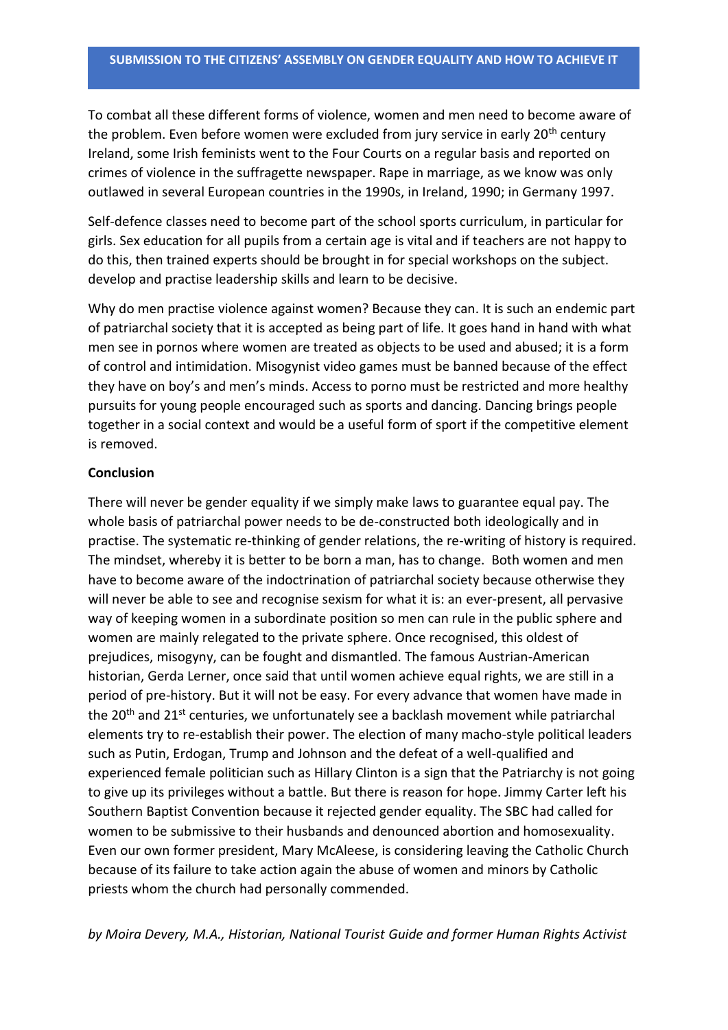To combat all these different forms of violence, women and men need to become aware of the problem. Even before women were excluded from jury service in early 20th century Ireland, some Irish feminists went to the Four Courts on a regular basis and reported on crimes of violence in the suffragette newspaper. Rape in marriage, as we know was only outlawed in several European countries in the 1990s, in Ireland, 1990; in Germany 1997.

Self-defence classes need to become part of the school sports curriculum, in particular for girls. Sex education for all pupils from a certain age is vital and if teachers are not happy to do this, then trained experts should be brought in for special workshops on the subject. develop and practise leadership skills and learn to be decisive.

Why do men practise violence against women? Because they can. It is such an endemic part of patriarchal society that it is accepted as being part of life. It goes hand in hand with what men see in pornos where women are treated as objects to be used and abused; it is a form of control and intimidation. Misogynist video games must be banned because of the effect they have on boy's and men's minds. Access to porno must be restricted and more healthy pursuits for young people encouraged such as sports and dancing. Dancing brings people together in a social context and would be a useful form of sport if the competitive element is removed.

**Conclusion**

There will never be gender equality if we simply make laws to guarantee equal pay. The whole basis of patriarchal power needs to be de-constructed both ideologically and in practise. The systematic re-thinking of gender relations, the re-writing of history is required. The mindset, whereby it is better to be born a man, has to change. Both women and men have to become aware of the indoctrination of patriarchal society because otherwise they will never be able to see and recognise sexism for what it is: an ever-present, all pervasive way of keeping women in a subordinate position so men can rule in the public sphere and women are mainly relegated to the private sphere. Once recognised, this oldest of prejudices, misogyny, can be fought and dismantled. The famous Austrian-American historian, Gerda Lerner, once said that until women achieve equal rights, we are still in a period of pre-history. But it will not be easy. For every advance that women have made in the 20th and 21st centuries, we unfortunately see a backlash movement while patriarchal elements try to re-establish their power. The election of many macho-style political leaders such as Putin, Erdogan, Trump and Johnson and the defeat of a well-qualified and experienced female politician such as Hillary Clinton is a sign that the Patriarchy is not going to give up its privileges without a battle. But there is reason for hope. Jimmy Carter left his Southern Baptist Convention because it rejected gender equality. The SBC had called for women to be submissive to their husbands and denounced abortion and homosexuality. Even our own former president, Mary McAleese, is considering leaving the Catholic Church because of its failure to take action again the abuse of women and minors by Catholic priests whom the church had personally commended.

*by Moira Devery, M.A., Historian, National Tourist Guide and former Human Rights Activist*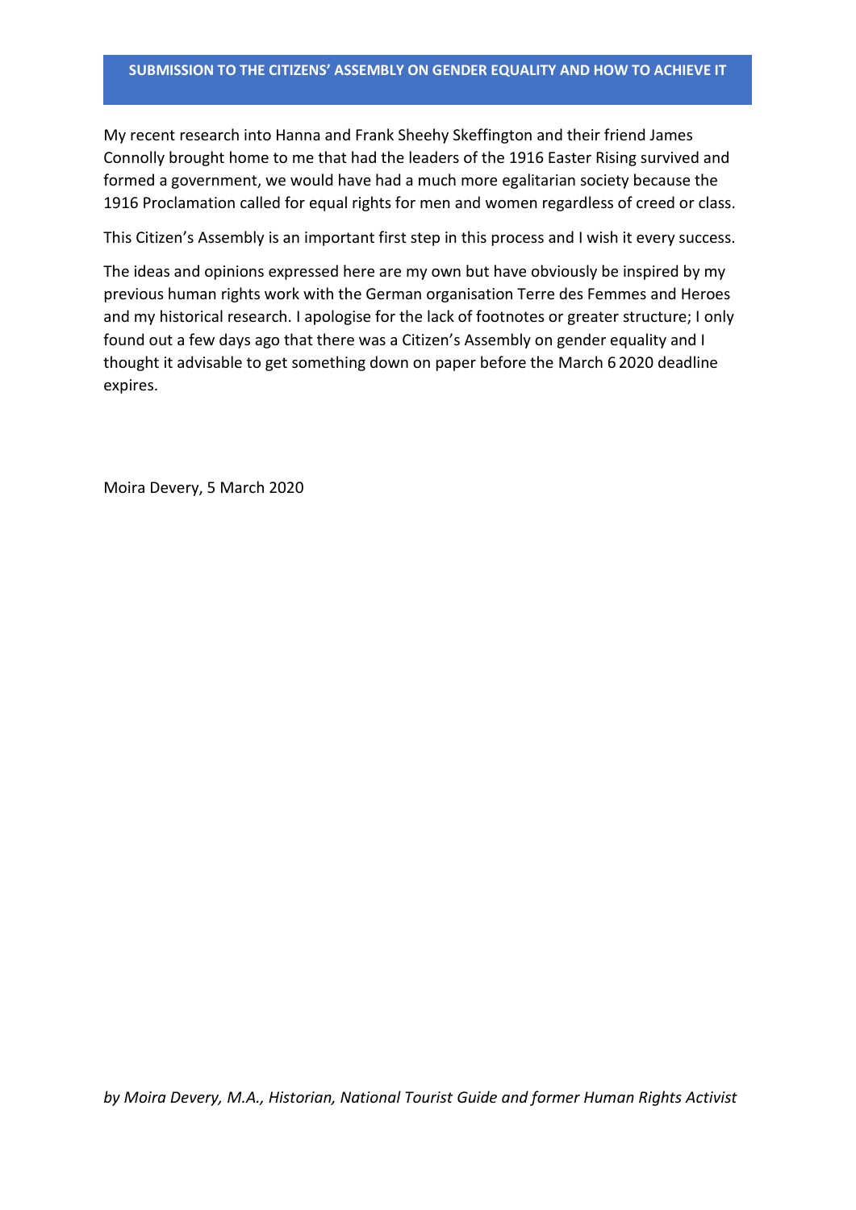**SUBMISSION TO THE CITIZENS' ASSEMBLY ON GENDER EQUALITY AND HOW TO ACHIEVE IT**

My recent research into Hanna and Frank Sheehy Skeffington and their friend James Connolly brought home to me that had the leaders of the 1916 Easter Rising survived and formed a government, we would have had a much more egalitarian society because the 1916 Proclamation called for equal rights for men and women regardless of creed or class.

This Citizen's Assembly is an important first step in this process and I wish it every success.

The ideas and opinions expressed here are my own but have obviously be inspired by my previous human rights work with the German organisation Terre des Femmes and Heroes and my historical research. I apologise for the lack of footnotes or greater structure; I only found out a few days ago that there was a Citizen's Assembly on gender equality and I thought it advisable to get something down on paper before the March 6 2020 deadline expires.

Moira Devery, 5 March 2020

*by Moira Devery, M.A., Historian, National Tourist Guide and former Human Rights Activist*